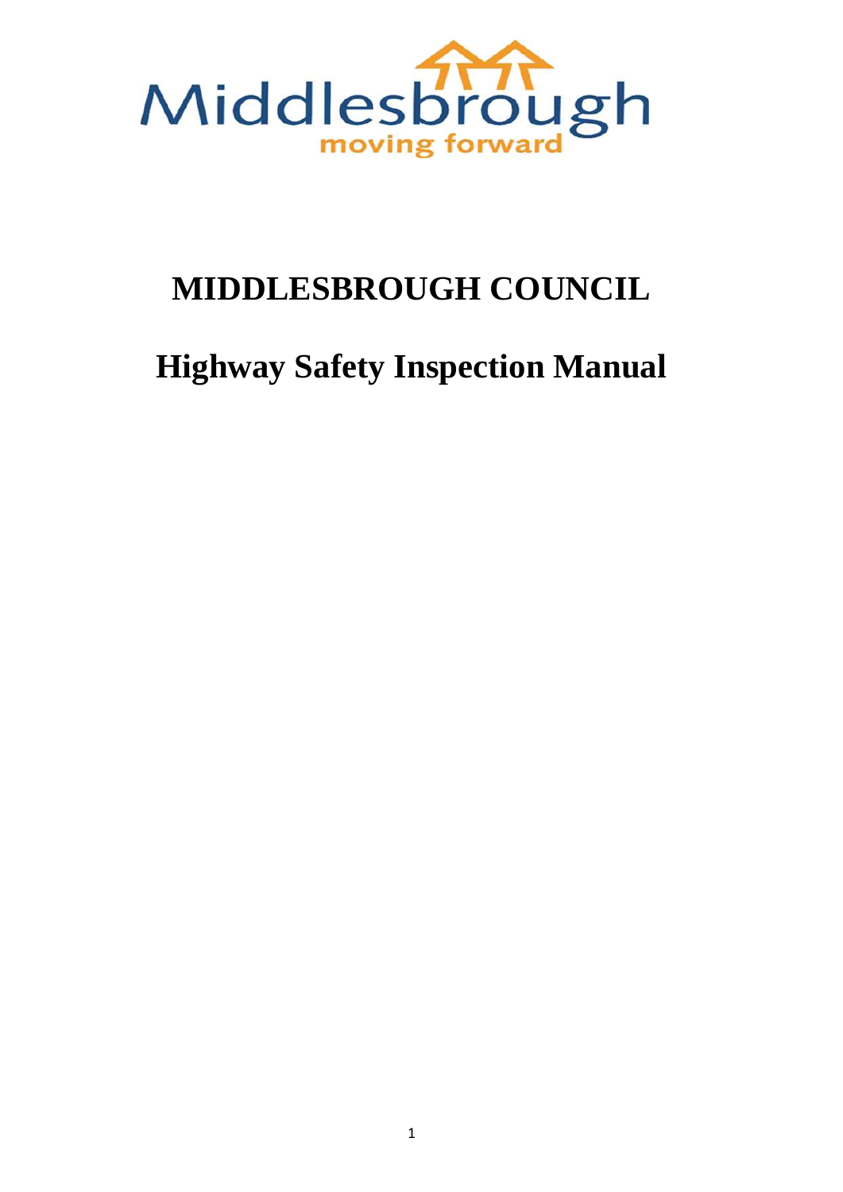Middlesbrough

moving forward

# MIDDLESBROUGH COUNCIL

# Highway Safety Inspection Manual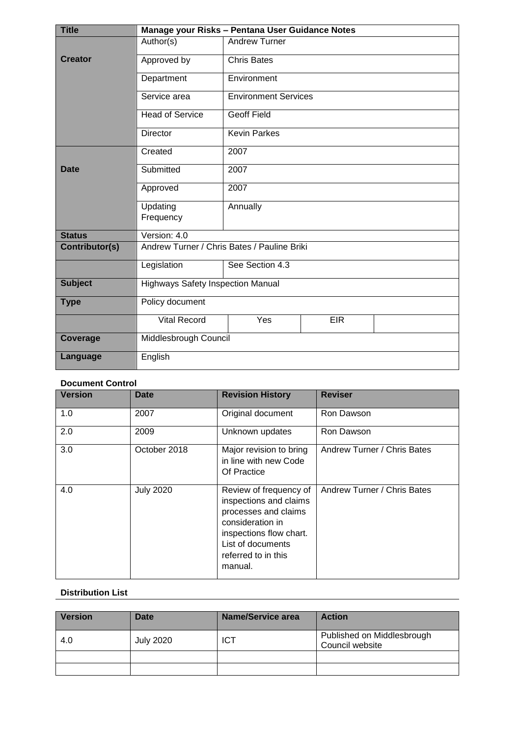| Title | Manage your Risks – Pentana User Guidance Notes | | | |
|---|---|---|---|---|
| Creator | Author(s) | Andrew Turner | | |
| | Approved by | Chris Bates | | |
| | Department | Environment | | |
| | Service area | Environment Services | | |
| | Head of Service | Geoff Field | | |
| | Director | Kevin Parkes | | |
| Date | Created | 2007 | | |
| | Submitted | 2007 | | |
| | Approved | 2007 | | |
| | Updating Frequency | Annually | | |
| Status | Version: 4.0 | | | |
| Contributor(s) | Andrew Turner / Chris Bates / Pauline Briki | | | |
| | Legislation | See Section 4.3 | | |
| Subject | Highways Safety Inspection Manual | | | |
| Type | Policy document | | | |
| | Vital Record | Yes | EIR | |
| Coverage | Middlesbrough Council | | | |
| Language | English | | | |

**Document Control**

| Version | Date | Revision History | Reviser |
|---|---|---|---|
| 1.0 | 2007 | Original document | Ron Dawson |
| 2.0 | 2009 | Unknown updates | Ron Dawson |
| 3.0 | October 2018 | Major revision to bring in line with new Code Of Practice | Andrew Turner / Chris Bates |
| 4.0 | July 2020 | Review of frequency of inspections and claims processes and claims consideration in inspections flow chart. List of documents referred to in this manual. | Andrew Turner / Chris Bates |

**Distribution List**

| Version | Date | Name/Service area | Action |
|---|---|---|---|
| 4.0 | July 2020 | ICT | Published on Middlesbrough Council website |
| | | | |
| | | | |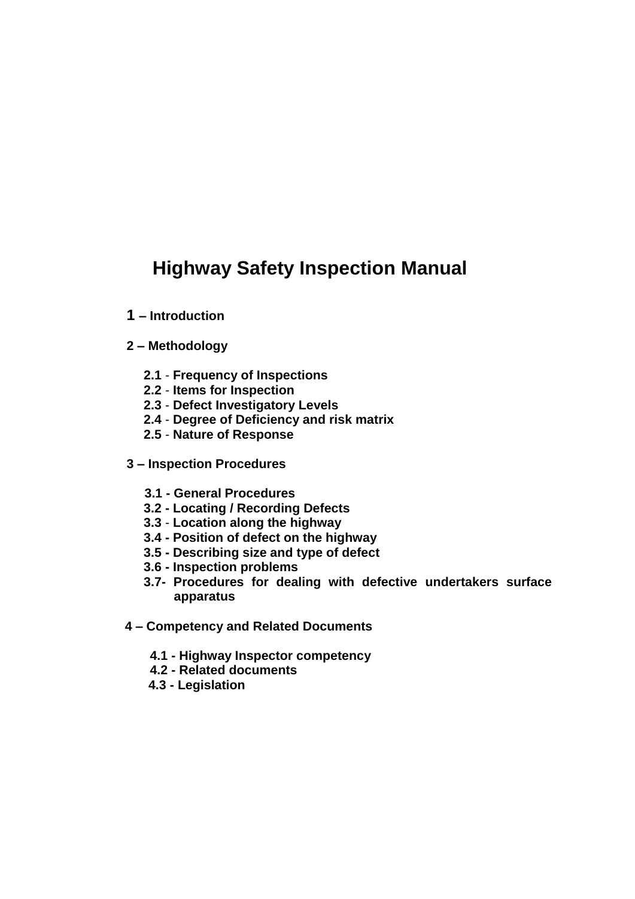# Highway Safety Inspection Manual

**1 – Introduction**

**2 – Methodology**

- **2.1 - Frequency of Inspections**
- **2.2 - Items for Inspection**
- **2.3 - Defect Investigatory Levels**
- **2.4 - Degree of Deficiency and risk matrix**
- **2.5 - Nature of Response**

**3 – Inspection Procedures**

- **3.1 - General Procedures**
- **3.2 - Locating / Recording Defects**
- **3.3 - Location along the highway**
- **3.4 - Position of defect on the highway**
- **3.5 - Describing size and type of defect**
- **3.6 - Inspection problems**
- **3.7- Procedures for dealing with defective undertakers surface apparatus**

**4 – Competency and Related Documents**

- **4.1 - Highway Inspector competency**
- **4.2 - Related documents**
- **4.3 - Legislation**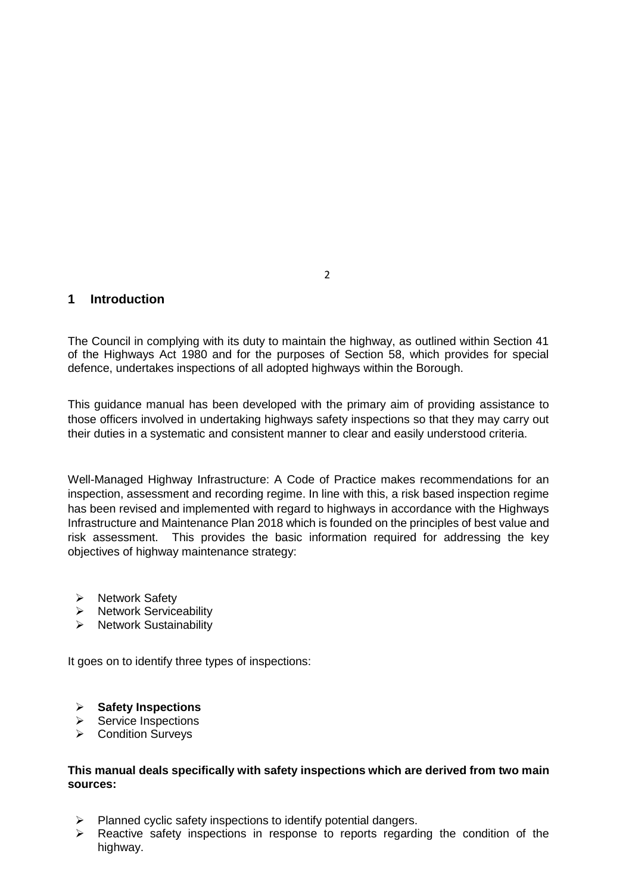## 1 Introduction

The Council in complying with its duty to maintain the highway, as outlined within Section 41 of the Highways Act 1980 and for the purposes of Section 58, which provides for special defence, undertakes inspections of all adopted highways within the Borough.

This guidance manual has been developed with the primary aim of providing assistance to those officers involved in undertaking highways safety inspections so that they may carry out their duties in a systematic and consistent manner to clear and easily understood criteria.

Well-Managed Highway Infrastructure: A Code of Practice makes recommendations for an inspection, assessment and recording regime. In line with this, a risk based inspection regime has been revised and implemented with regard to highways in accordance with the Highways Infrastructure and Maintenance Plan 2018 which is founded on the principles of best value and risk assessment. This provides the basic information required for addressing the key objectives of highway maintenance strategy:

- Network Safety
- Network Serviceability
- Network Sustainability

It goes on to identify three types of inspections:

- **Safety Inspections**
- Service Inspections
- Condition Surveys

**This manual deals specifically with safety inspections which are derived from two main sources:**

- Planned cyclic safety inspections to identify potential dangers.
- Reactive safety inspections in response to reports regarding the condition of the highway.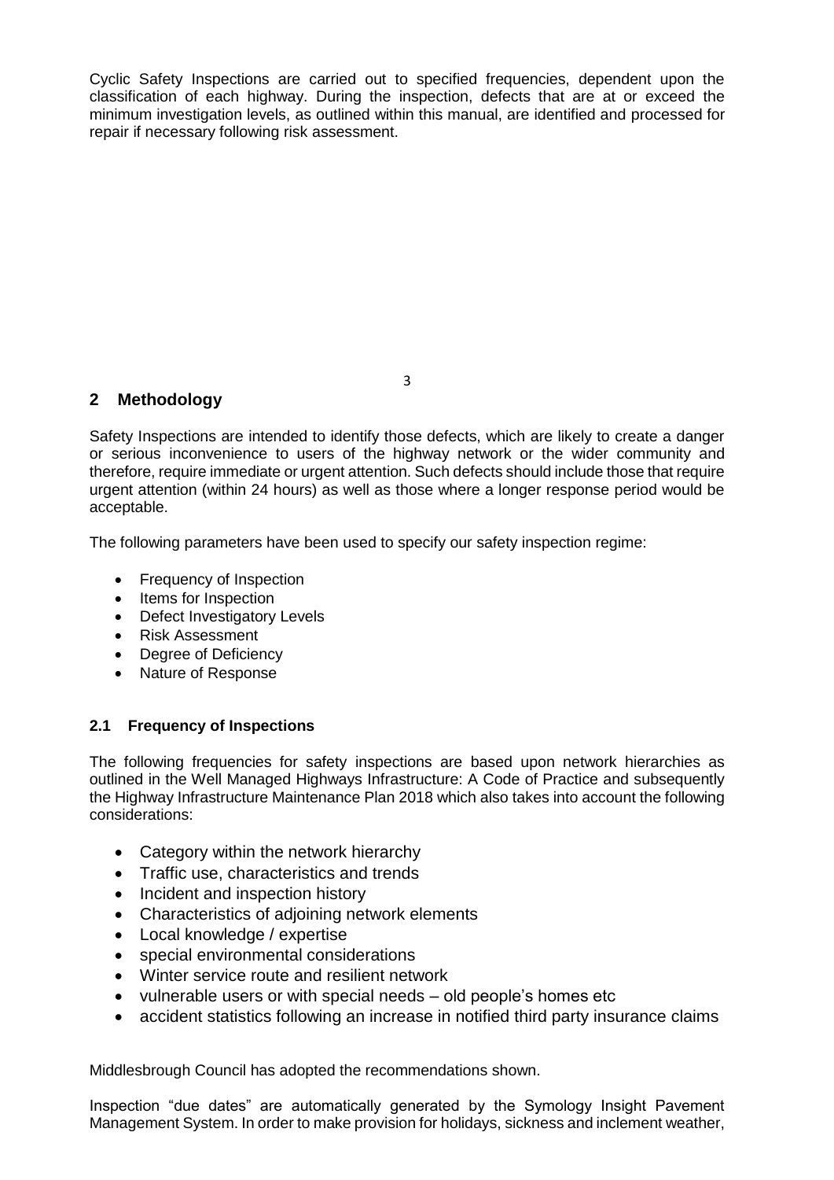Cyclic Safety Inspections are carried out to specified frequencies, dependent upon the classification of each highway. During the inspection, defects that are at or exceed the minimum investigation levels, as outlined within this manual, are identified and processed for repair if necessary following risk assessment.

## 2 Methodology

Safety Inspections are intended to identify those defects, which are likely to create a danger or serious inconvenience to users of the highway network or the wider community and therefore, require immediate or urgent attention. Such defects should include those that require urgent attention (within 24 hours) as well as those where a longer response period would be acceptable.

The following parameters have been used to specify our safety inspection regime:

- Frequency of Inspection
- Items for Inspection
- Defect Investigatory Levels
- Risk Assessment
- Degree of Deficiency
- Nature of Response

### 2.1 Frequency of Inspections

The following frequencies for safety inspections are based upon network hierarchies as outlined in the Well Managed Highways Infrastructure: A Code of Practice and subsequently the Highway Infrastructure Maintenance Plan 2018 which also takes into account the following considerations:

- Category within the network hierarchy
- Traffic use, characteristics and trends
- Incident and inspection history
- Characteristics of adjoining network elements
- Local knowledge / expertise
- special environmental considerations
- Winter service route and resilient network
- vulnerable users or with special needs – old people's homes etc
- accident statistics following an increase in notified third party insurance claims

Middlesbrough Council has adopted the recommendations shown.

Inspection "due dates" are automatically generated by the Symology Insight Pavement Management System. In order to make provision for holidays, sickness and inclement weather,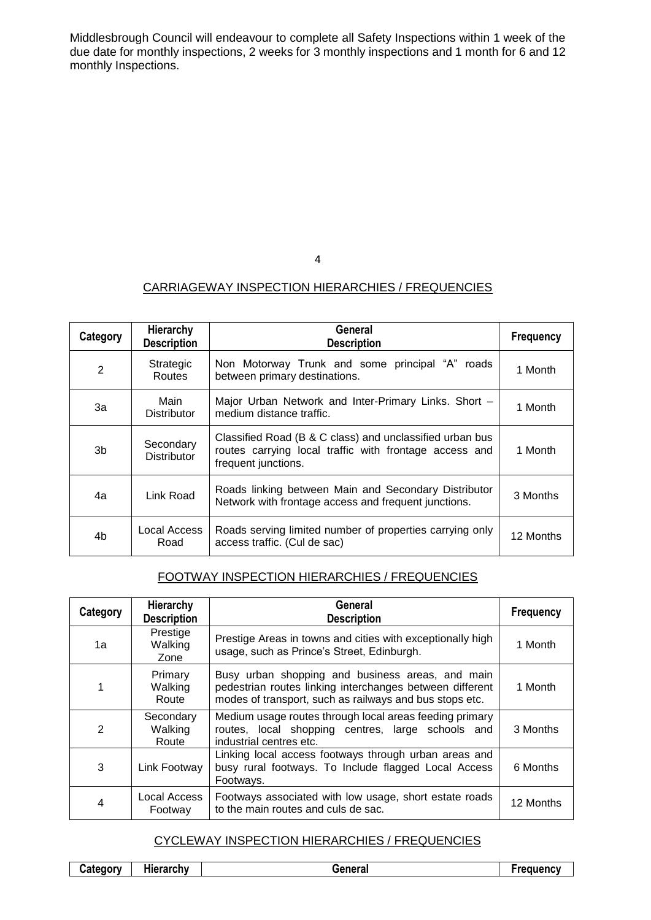Middlesbrough Council will endeavour to complete all Safety Inspections within 1 week of the due date for monthly inspections, 2 weeks for 3 monthly inspections and 1 month for 6 and 12 monthly Inspections.

## CARRIAGEWAY INSPECTION HIERARCHIES / FREQUENCIES

| Category | Hierarchy Description | General Description | Frequency |
|---|---|---|---|
| 2 | Strategic Routes | Non Motorway Trunk and some principal "A" roads between primary destinations. | 1 Month |
| 3a | Main Distributor | Major Urban Network and Inter-Primary Links. Short – medium distance traffic. | 1 Month |
| 3b | Secondary Distributor | Classified Road (B & C class) and unclassified urban bus routes carrying local traffic with frontage access and frequent junctions. | 1 Month |
| 4a | Link Road | Roads linking between Main and Secondary Distributor Network with frontage access and frequent junctions. | 3 Months |
| 4b | Local Access Road | Roads serving limited number of properties carrying only access traffic. (Cul de sac) | 12 Months |

## FOOTWAY INSPECTION HIERARCHIES / FREQUENCIES

| Category | Hierarchy Description | General Description | Frequency |
|---|---|---|---|
| 1a | Prestige Walking Zone | Prestige Areas in towns and cities with exceptionally high usage, such as Prince's Street, Edinburgh. | 1 Month |
| 1 | Primary Walking Route | Busy urban shopping and business areas, and main pedestrian routes linking interchanges between different modes of transport, such as railways and bus stops etc. | 1 Month |
| 2 | Secondary Walking Route | Medium usage routes through local areas feeding primary routes, local shopping centres, large schools and industrial centres etc. | 3 Months |
| 3 | Link Footway | Linking local access footways through urban areas and busy rural footways. To Include flagged Local Access Footways. | 6 Months |
| 4 | Local Access Footway | Footways associated with low usage, short estate roads to the main routes and culs de sac. | 12 Months |

## CYCLEWAY INSPECTION HIERARCHIES / FREQUENCIES

| Category | Hierarchy | General | Frequency |
|---|---|---|---|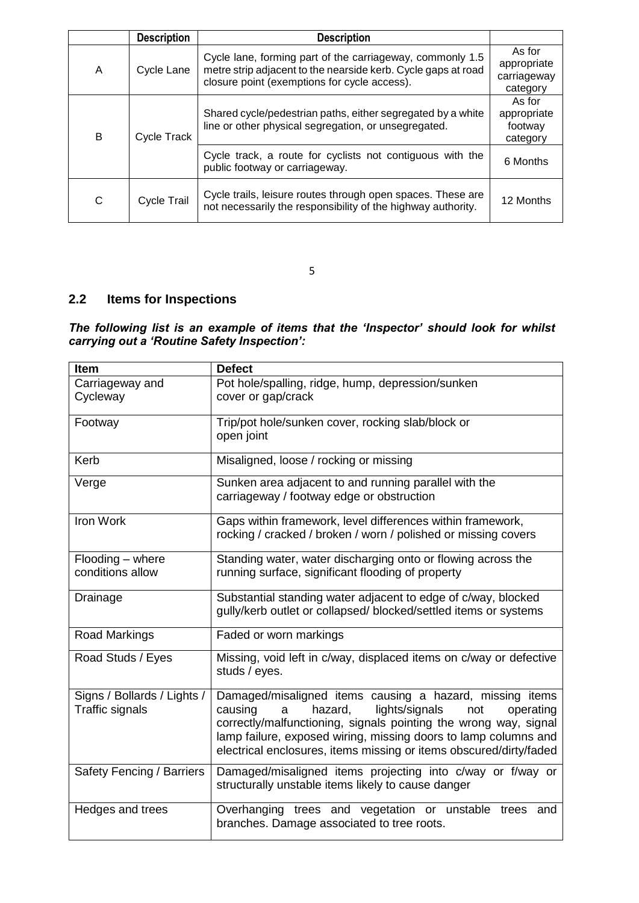|  | Description | Description |  |
|---|---|---|---|
| A | Cycle Lane | Cycle lane, forming part of the carriageway, commonly 1.5 metre strip adjacent to the nearside kerb. Cycle gaps at road closure point (exemptions for cycle access). | As for appropriate carriageway category |
| B | Cycle Track | Shared cycle/pedestrian paths, either segregated by a white line or other physical segregation, or unsegregated. | As for appropriate footway category |
|  |  | Cycle track, a route for cyclists not contiguous with the public footway or carriageway. | 6 Months |
| C | Cycle Trail | Cycle trails, leisure routes through open spaces. These are not necessarily the responsibility of the highway authority. | 12 Months |

## 2.2 Items for Inspections

***The following list is an example of items that the 'Inspector' should look for whilst carrying out a 'Routine Safety Inspection':***

| Item | Defect |
|---|---|
| Carriageway and Cycleway | Pot hole/spalling, ridge, hump, depression/sunken cover or gap/crack |
| Footway | Trip/pot hole/sunken cover, rocking slab/block or open joint |
| Kerb | Misaligned, loose / rocking or missing |
| Verge | Sunken area adjacent to and running parallel with the carriageway / footway edge or obstruction |
| Iron Work | Gaps within framework, level differences within framework, rocking / cracked / broken / worn / polished or missing covers |
| Flooding – where conditions allow | Standing water, water discharging onto or flowing across the running surface, significant flooding of property |
| Drainage | Substantial standing water adjacent to edge of c/way, blocked gully/kerb outlet or collapsed/ blocked/settled items or systems |
| Road Markings | Faded or worn markings |
| Road Studs / Eyes | Missing, void left in c/way, displaced items on c/way or defective studs / eyes. |
| Signs / Bollards / Lights / Traffic signals | Damaged/misaligned items causing a hazard, missing items causing a hazard, lights/signals not operating correctly/malfunctioning, signals pointing the wrong way, signal lamp failure, exposed wiring, missing doors to lamp columns and electrical enclosures, items missing or items obscured/dirty/faded |
| Safety Fencing / Barriers | Damaged/misaligned items projecting into c/way or f/way or structurally unstable items likely to cause danger |
| Hedges and trees | Overhanging trees and vegetation or unstable trees and branches. Damage associated to tree roots. |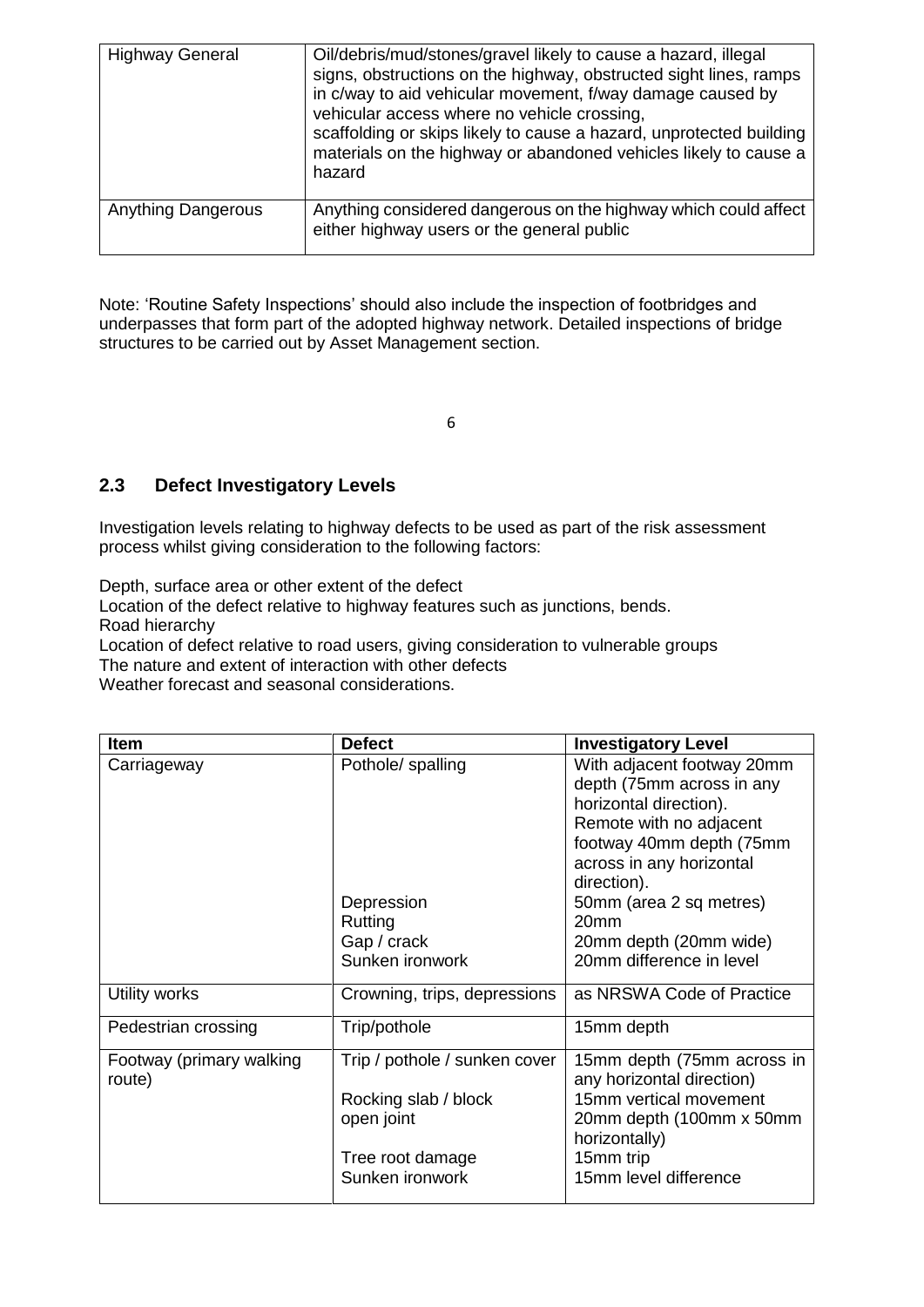| Highway General | Oil/debris/mud/stones/gravel likely to cause a hazard, illegal signs, obstructions on the highway, obstructed sight lines, ramps in c/way to aid vehicular movement, f/way damage caused by vehicular access where no vehicle crossing, scaffolding or skips likely to cause a hazard, unprotected building materials on the highway or abandoned vehicles likely to cause a hazard |
|---|---|
| Anything Dangerous | Anything considered dangerous on the highway which could affect either highway users or the general public |

Note: 'Routine Safety Inspections' should also include the inspection of footbridges and underpasses that form part of the adopted highway network. Detailed inspections of bridge structures to be carried out by Asset Management section.

## 2.3 Defect Investigatory Levels

Investigation levels relating to highway defects to be used as part of the risk assessment process whilst giving consideration to the following factors:

Depth, surface area or other extent of the defect
Location of the defect relative to highway features such as junctions, bends.
Road hierarchy
Location of defect relative to road users, giving consideration to vulnerable groups
The nature and extent of interaction with other defects
Weather forecast and seasonal considerations.

| Item | Defect | Investigatory Level |
|---|---|---|
| Carriageway | Pothole/ spalling<br><br><br><br><br><br><br>Depression<br>Rutting<br>Gap / crack<br>Sunken ironwork | With adjacent footway 20mm depth (75mm across in any horizontal direction).<br>Remote with no adjacent footway 40mm depth (75mm across in any horizontal direction).<br>50mm (area 2 sq metres)<br>20mm<br>20mm depth (20mm wide)<br>20mm difference in level |
| Utility works | Crowning, trips, depressions | as NRSWA Code of Practice |
| Pedestrian crossing | Trip/pothole | 15mm depth |
| Footway (primary walking route) | Trip / pothole / sunken cover<br><br>Rocking slab / block<br>open joint<br><br>Tree root damage<br>Sunken ironwork | 15mm depth (75mm across in any horizontal direction)<br>15mm vertical movement<br>20mm depth (100mm x 50mm horizontally)<br>15mm trip<br>15mm level difference |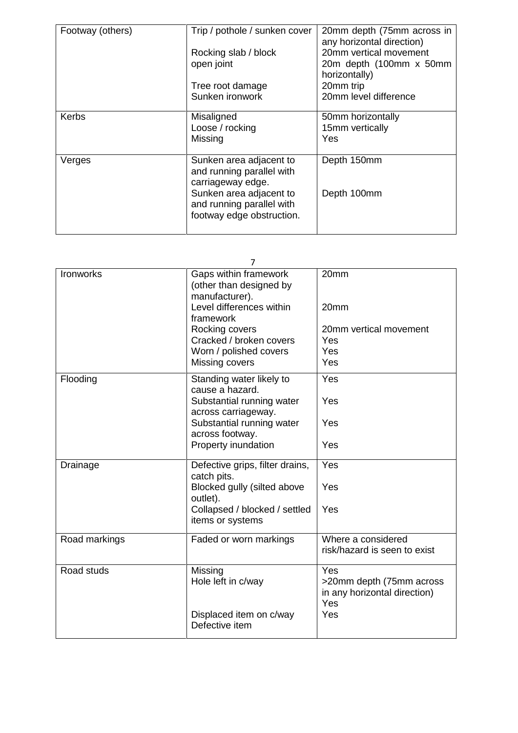| | | |
|---|---|---|
| Footway (others) | Trip / pothole / sunken cover<br><br>Rocking slab / block<br>open joint<br><br>Tree root damage<br>Sunken ironwork | 20mm depth (75mm across in any horizontal direction)<br>20mm vertical movement<br>20m depth (100mm x 50mm horizontally)<br>20mm trip<br>20mm level difference |
| Kerbs | Misaligned<br>Loose / rocking<br>Missing | 50mm horizontally<br>15mm vertically<br>Yes |
| Verges | Sunken area adjacent to and running parallel with carriageway edge.<br>Sunken area adjacent to and running parallel with footway edge obstruction. | Depth 150mm<br><br><br>Depth 100mm |

| | | |
|---|---|---|
| Ironworks | Gaps within framework (other than designed by manufacturer).<br>Level differences within framework<br>Rocking covers<br>Cracked / broken covers<br>Worn / polished covers<br>Missing covers | 20mm<br><br><br>20mm<br><br>20mm vertical movement<br>Yes<br>Yes<br>Yes |
| Flooding | Standing water likely to cause a hazard.<br>Substantial running water across carriageway.<br>Substantial running water across footway.<br>Property inundation | Yes<br><br>Yes<br><br>Yes<br><br>Yes |
| Drainage | Defective grips, filter drains, catch pits.<br>Blocked gully (silted above outlet).<br>Collapsed / blocked / settled items or systems | Yes<br><br>Yes<br><br>Yes |
| Road markings | Faded or worn markings | Where a considered risk/hazard is seen to exist |
| Road studs | Missing<br>Hole left in c/way<br><br><br>Displaced item on c/way<br>Defective item | Yes<br>>20mm depth (75mm across in any horizontal direction)<br>Yes<br>Yes |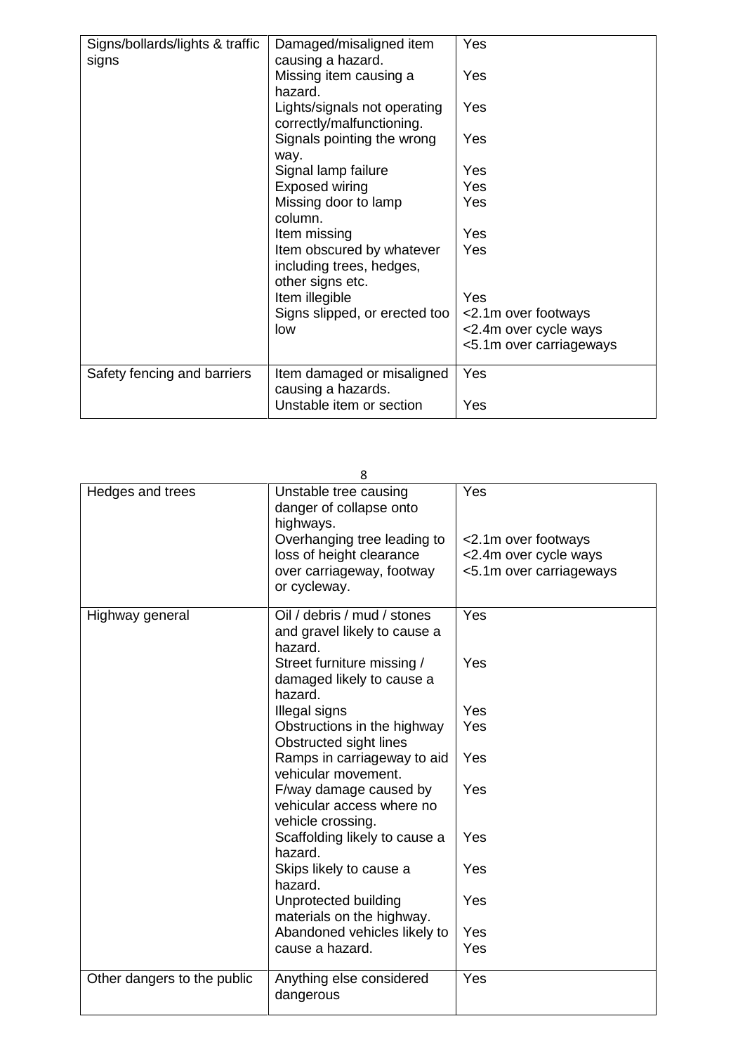| Signs/bollards/lights & traffic signs | Damaged/misaligned item causing a hazard.<br>Missing item causing a hazard.<br>Lights/signals not operating correctly/malfunctioning.<br>Signals pointing the wrong way.<br>Signal lamp failure<br>Exposed wiring<br>Missing door to lamp column.<br>Item missing<br>Item obscured by whatever including trees, hedges, other signs etc.<br>Item illegible<br>Signs slipped, or erected too low | Yes<br>Yes<br>Yes<br>Yes<br>Yes<br>Yes<br>Yes<br>Yes<br>Yes<br>Yes<br><2.1m over footways<br><2.4m over cycle ways<br><5.1m over carriageways |
|---|---|---|
| Safety fencing and barriers | Item damaged or misaligned causing a hazards.<br>Unstable item or section | Yes<br>Yes |
| Hedges and trees | Unstable tree causing danger of collapse onto highways.<br>Overhanging tree leading to loss of height clearance over carriageway, footway or cycleway. | Yes<br><2.1m over footways<br><2.4m over cycle ways<br><5.1m over carriageways |
| Highway general | Oil / debris / mud / stones and gravel likely to cause a hazard.<br>Street furniture missing / damaged likely to cause a hazard.<br>Illegal signs<br>Obstructions in the highway<br>Obstructed sight lines<br>Ramps in carriageway to aid vehicular movement.<br>F/way damage caused by vehicular access where no vehicle crossing.<br>Scaffolding likely to cause a hazard.<br>Skips likely to cause a hazard.<br>Unprotected building materials on the highway.<br>Abandoned vehicles likely to cause a hazard. | Yes<br>Yes<br>Yes<br>Yes<br>Yes<br>Yes<br>Yes<br>Yes<br>Yes<br>Yes<br>Yes |
| Other dangers to the public | Anything else considered dangerous | Yes |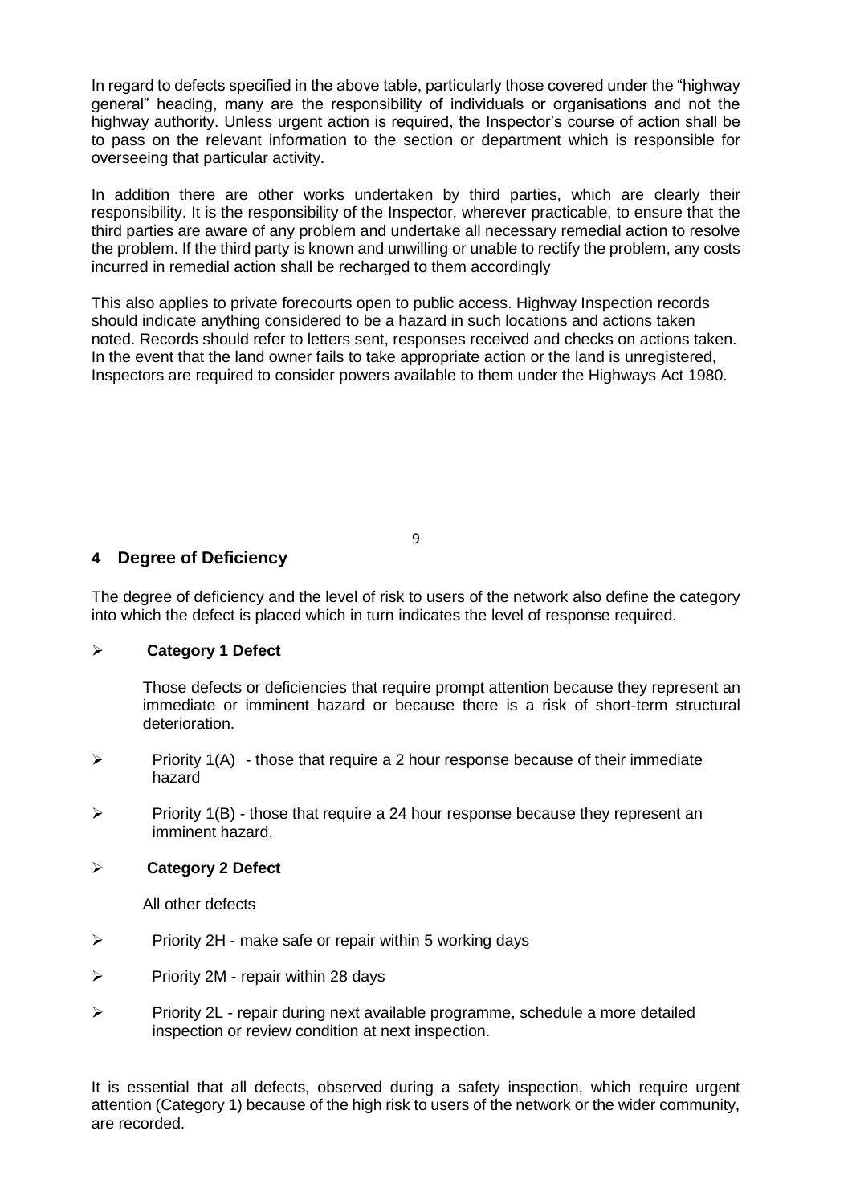In regard to defects specified in the above table, particularly those covered under the "highway general" heading, many are the responsibility of individuals or organisations and not the highway authority. Unless urgent action is required, the Inspector's course of action shall be to pass on the relevant information to the section or department which is responsible for overseeing that particular activity.

In addition there are other works undertaken by third parties, which are clearly their responsibility. It is the responsibility of the Inspector, wherever practicable, to ensure that the third parties are aware of any problem and undertake all necessary remedial action to resolve the problem. If the third party is known and unwilling or unable to rectify the problem, any costs incurred in remedial action shall be recharged to them accordingly

This also applies to private forecourts open to public access. Highway Inspection records should indicate anything considered to be a hazard in such locations and actions taken noted. Records should refer to letters sent, responses received and checks on actions taken. In the event that the land owner fails to take appropriate action or the land is unregistered, Inspectors are required to consider powers available to them under the Highways Act 1980.

## 4 Degree of Deficiency

The degree of deficiency and the level of risk to users of the network also define the category into which the defect is placed which in turn indicates the level of response required.

- **Category 1 Defect**

  Those defects or deficiencies that require prompt attention because they represent an immediate or imminent hazard or because there is a risk of short-term structural deterioration.

- Priority 1(A) - those that require a 2 hour response because of their immediate hazard
- Priority 1(B) - those that require a 24 hour response because they represent an imminent hazard.

- **Category 2 Defect**

  All other defects

- Priority 2H - make safe or repair within 5 working days
- Priority 2M - repair within 28 days
- Priority 2L - repair during next available programme, schedule a more detailed inspection or review condition at next inspection.

It is essential that all defects, observed during a safety inspection, which require urgent attention (Category 1) because of the high risk to users of the network or the wider community, are recorded.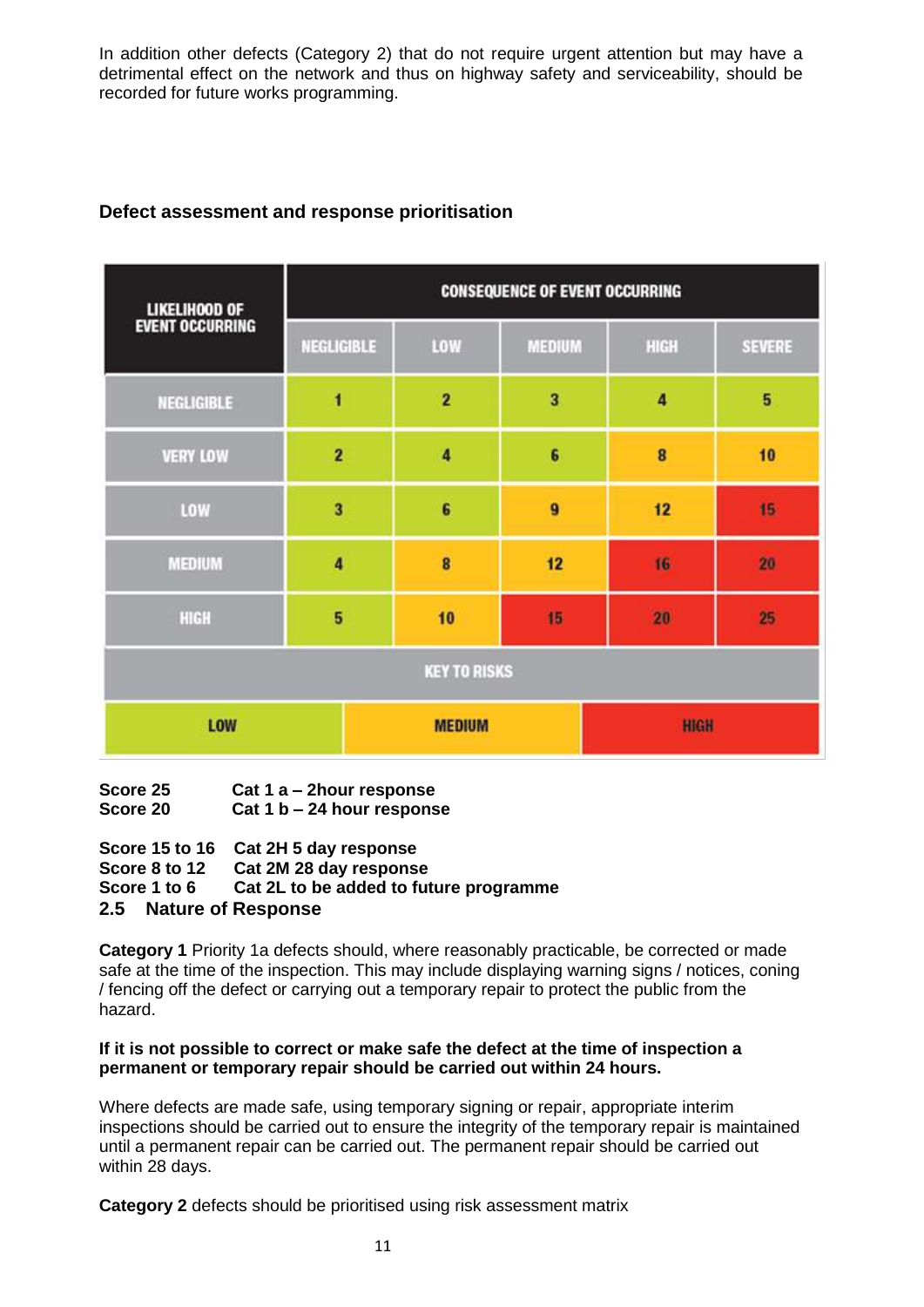In addition other defects (Category 2) that do not require urgent attention but may have a detrimental effect on the network and thus on highway safety and serviceability, should be recorded for future works programming.

**Defect assessment and response prioritisation**

| LIKELIHOOD OF EVENT OCCURRING | CONSEQUENCE OF EVENT OCCURRING | | | | |
|---|---|---|---|---|---|
| | NEGLIGIBLE | LOW | MEDIUM | HIGH | SEVERE |
| NEGLIGIBLE | 1 | 2 | 3 | 4 | 5 |
| VERY LOW | 2 | 4 | 6 | 8 | 10 |
| LOW | 3 | 6 | 9 | 12 | 15 |
| MEDIUM | 4 | 8 | 12 | 16 | 20 |
| HIGH | 5 | 10 | 15 | 20 | 25 |

| KEY TO RISKS | | |
|---|---|---|
| LOW | MEDIUM | HIGH |

**Score 25 Cat 1 a – 2hour response**
**Score 20 Cat 1 b – 24 hour response**

**Score 15 to 16 Cat 2H 5 day response**
**Score 8 to 12 Cat 2M 28 day response**
**Score 1 to 6 Cat 2L to be added to future programme**

## 2.5 Nature of Response

**Category 1** Priority 1a defects should, where reasonably practicable, be corrected or made safe at the time of the inspection. This may include displaying warning signs / notices, coning / fencing off the defect or carrying out a temporary repair to protect the public from the hazard.

**If it is not possible to correct or make safe the defect at the time of inspection a permanent or temporary repair should be carried out within 24 hours.**

Where defects are made safe, using temporary signing or repair, appropriate interim inspections should be carried out to ensure the integrity of the temporary repair is maintained until a permanent repair can be carried out. The permanent repair should be carried out within 28 days.

**Category 2** defects should be prioritised using risk assessment matrix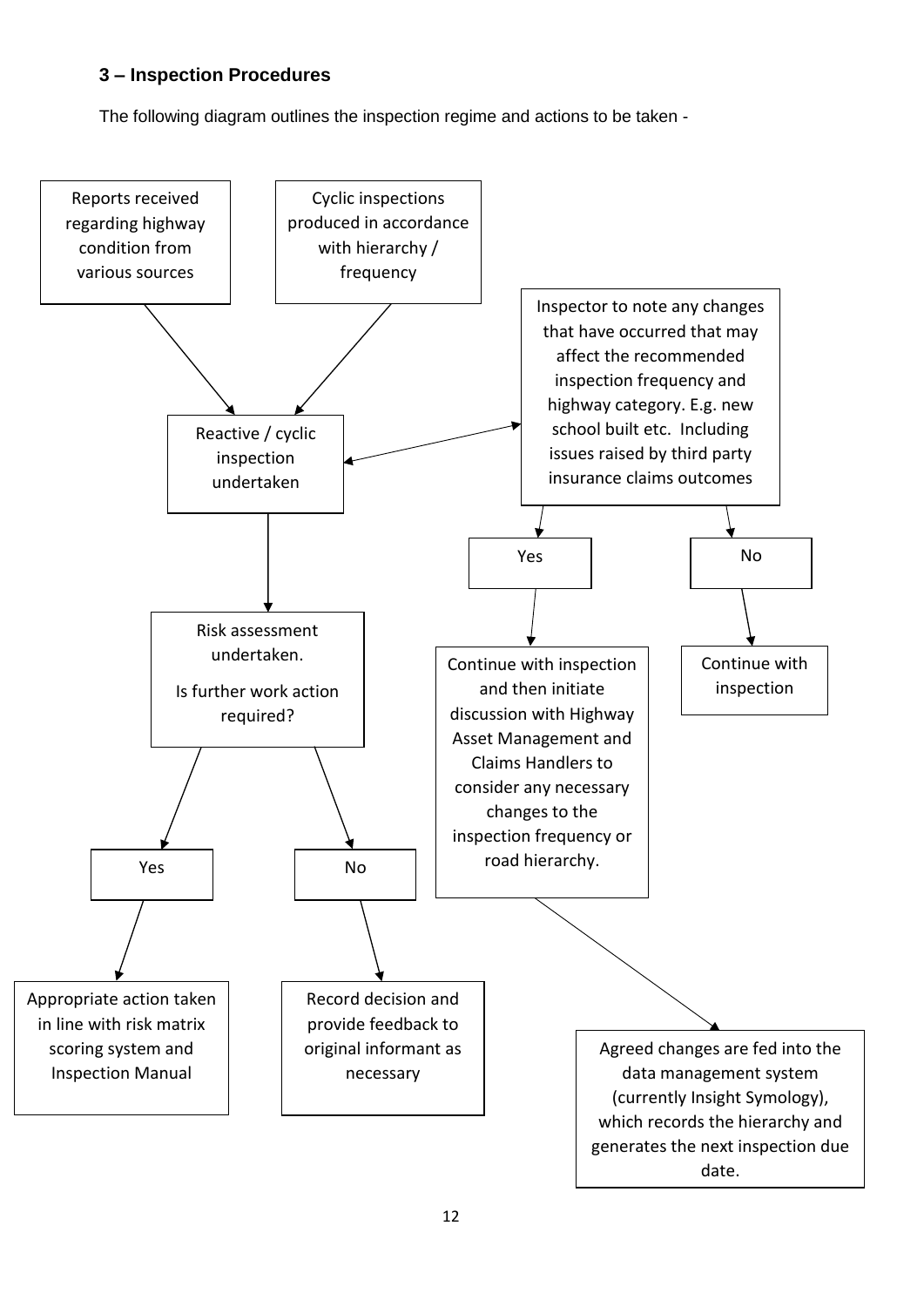### 3 – Inspection Procedures

The following diagram outlines the inspection regime and actions to be taken -

Reports received regarding highway condition from various sources

Cyclic inspections produced in accordance with hierarchy / frequency

Reactive / cyclic inspection undertaken

Inspector to note any changes that have occurred that may affect the recommended inspection frequency and highway category. E.g. new school built etc. Including issues raised by third party insurance claims outcomes

Yes

No

Continue with inspection and then initiate discussion with Highway Asset Management and Claims Handlers to consider any necessary changes to the inspection frequency or road hierarchy.

Continue with inspection

Agreed changes are fed into the data management system (currently Insight Symology), which records the hierarchy and generates the next inspection due date.

Risk assessment undertaken.

Is further work action required?

Yes

No

Appropriate action taken in line with risk matrix scoring system and Inspection Manual

Record decision and provide feedback to original informant as necessary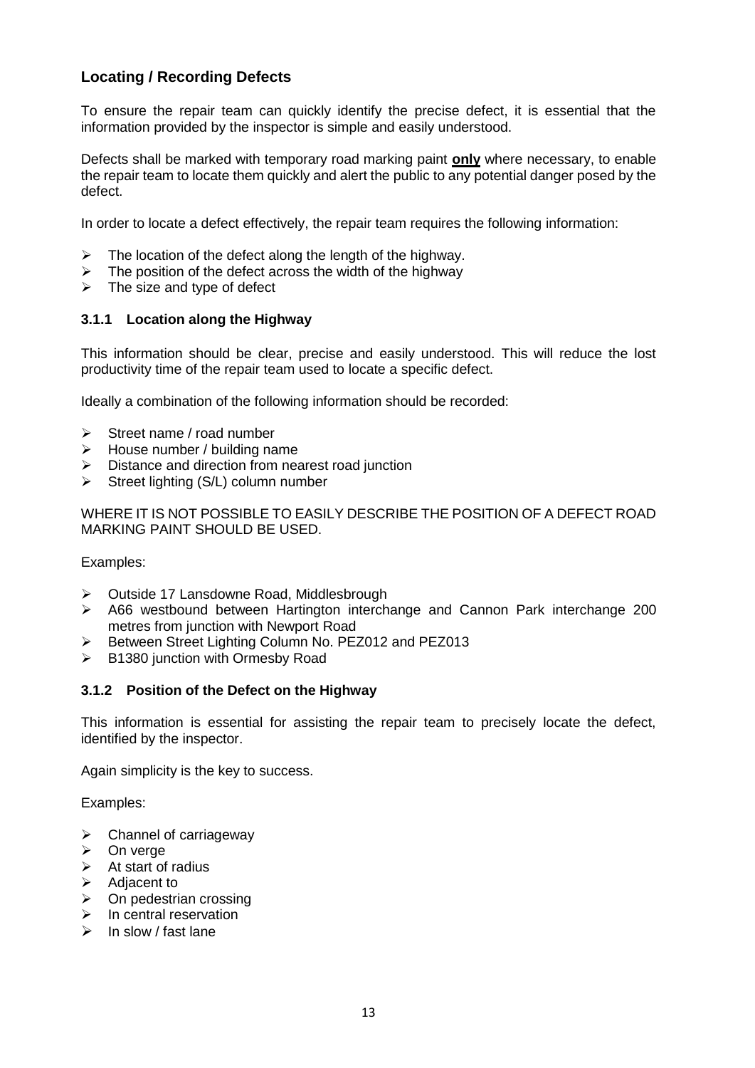## Locating / Recording Defects

To ensure the repair team can quickly identify the precise defect, it is essential that the information provided by the inspector is simple and easily understood.

Defects shall be marked with temporary road marking paint **only** where necessary, to enable the repair team to locate them quickly and alert the public to any potential danger posed by the defect.

In order to locate a defect effectively, the repair team requires the following information:

- The location of the defect along the length of the highway.
- The position of the defect across the width of the highway
- The size and type of defect

### 3.1.1 Location along the Highway

This information should be clear, precise and easily understood. This will reduce the lost productivity time of the repair team used to locate a specific defect.

Ideally a combination of the following information should be recorded:

- Street name / road number
- House number / building name
- Distance and direction from nearest road junction
- Street lighting (S/L) column number

WHERE IT IS NOT POSSIBLE TO EASILY DESCRIBE THE POSITION OF A DEFECT ROAD MARKING PAINT SHOULD BE USED.

Examples:

- Outside 17 Lansdowne Road, Middlesbrough
- A66 westbound between Hartington interchange and Cannon Park interchange 200 metres from junction with Newport Road
- Between Street Lighting Column No. PEZ012 and PEZ013
- B1380 junction with Ormesby Road

### 3.1.2 Position of the Defect on the Highway

This information is essential for assisting the repair team to precisely locate the defect, identified by the inspector.

Again simplicity is the key to success.

Examples:

- Channel of carriageway
- On verge
- At start of radius
- Adjacent to
- On pedestrian crossing
- In central reservation
- In slow / fast lane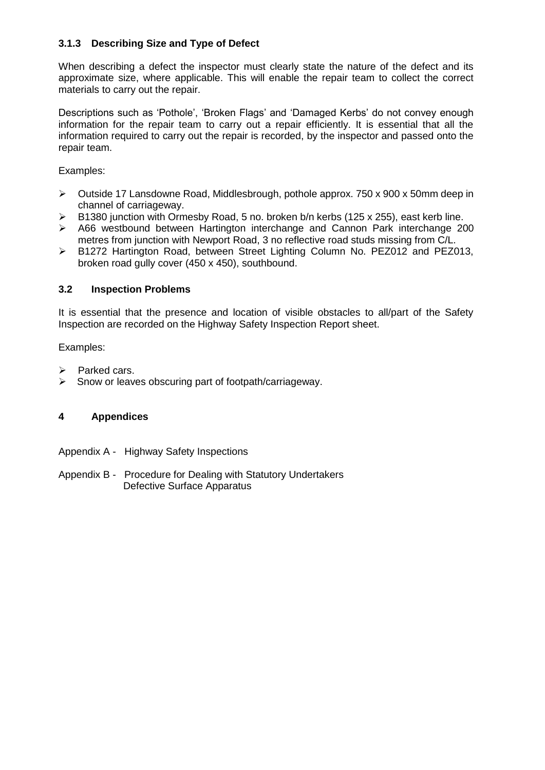### 3.1.3 Describing Size and Type of Defect

When describing a defect the inspector must clearly state the nature of the defect and its approximate size, where applicable. This will enable the repair team to collect the correct materials to carry out the repair.

Descriptions such as 'Pothole', 'Broken Flags' and 'Damaged Kerbs' do not convey enough information for the repair team to carry out a repair efficiently. It is essential that all the information required to carry out the repair is recorded, by the inspector and passed onto the repair team.

Examples:

- Outside 17 Lansdowne Road, Middlesbrough, pothole approx. 750 x 900 x 50mm deep in channel of carriageway.
- B1380 junction with Ormesby Road, 5 no. broken b/n kerbs (125 x 255), east kerb line.
- A66 westbound between Hartington interchange and Cannon Park interchange 200 metres from junction with Newport Road, 3 no reflective road studs missing from C/L.
- B1272 Hartington Road, between Street Lighting Column No. PEZ012 and PEZ013, broken road gully cover (450 x 450), southbound.

### 3.2 Inspection Problems

It is essential that the presence and location of visible obstacles to all/part of the Safety Inspection are recorded on the Highway Safety Inspection Report sheet.

Examples:

- Parked cars.
- Snow or leaves obscuring part of footpath/carriageway.

## 4 Appendices

Appendix A - Highway Safety Inspections

Appendix B - Procedure for Dealing with Statutory Undertakers Defective Surface Apparatus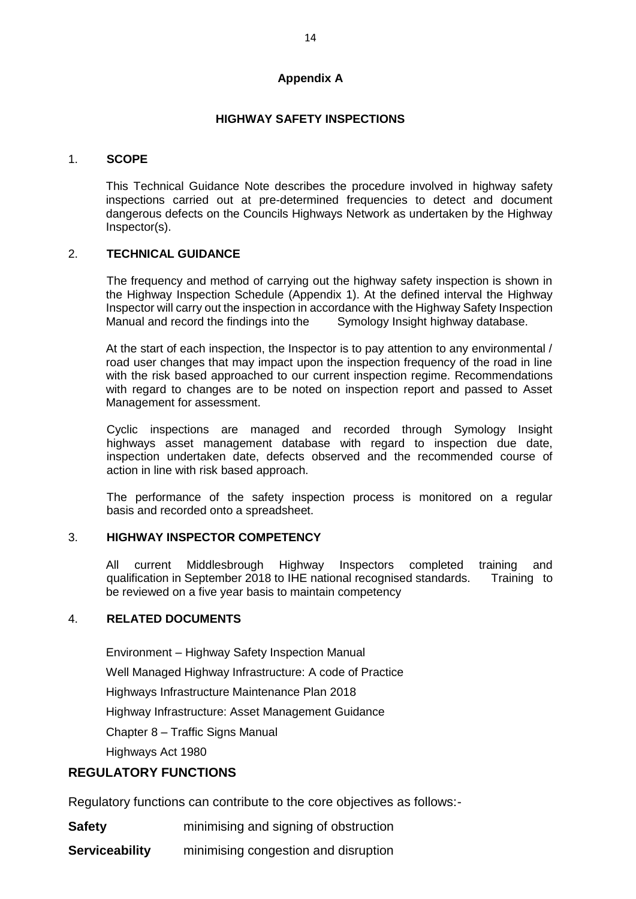**Appendix A**

**HIGHWAY SAFETY INSPECTIONS**

1. **SCOPE**

   This Technical Guidance Note describes the procedure involved in highway safety inspections carried out at pre-determined frequencies to detect and document dangerous defects on the Councils Highways Network as undertaken by the Highway Inspector(s).

2. **TECHNICAL GUIDANCE**

   The frequency and method of carrying out the highway safety inspection is shown in the Highway Inspection Schedule (Appendix 1). At the defined interval the Highway Inspector will carry out the inspection in accordance with the Highway Safety Inspection Manual and record the findings into the Symology Insight highway database.

   At the start of each inspection, the Inspector is to pay attention to any environmental / road user changes that may impact upon the inspection frequency of the road in line with the risk based approached to our current inspection regime. Recommendations with regard to changes are to be noted on inspection report and passed to Asset Management for assessment.

   Cyclic inspections are managed and recorded through Symology Insight highways asset management database with regard to inspection due date, inspection undertaken date, defects observed and the recommended course of action in line with risk based approach.

   The performance of the safety inspection process is monitored on a regular basis and recorded onto a spreadsheet.

3. **HIGHWAY INSPECTOR COMPETENCY**

   All current Middlesbrough Highway Inspectors completed training and qualification in September 2018 to IHE national recognised standards. Training to be reviewed on a five year basis to maintain competency

4. **RELATED DOCUMENTS**

   Environment – Highway Safety Inspection Manual

   Well Managed Highway Infrastructure: A code of Practice

   Highways Infrastructure Maintenance Plan 2018

   Highway Infrastructure: Asset Management Guidance

   Chapter 8 – Traffic Signs Manual

   Highways Act 1980

## REGULATORY FUNCTIONS

Regulatory functions can contribute to the core objectives as follows:-

**Safety** minimising and signing of obstruction

**Serviceability** minimising congestion and disruption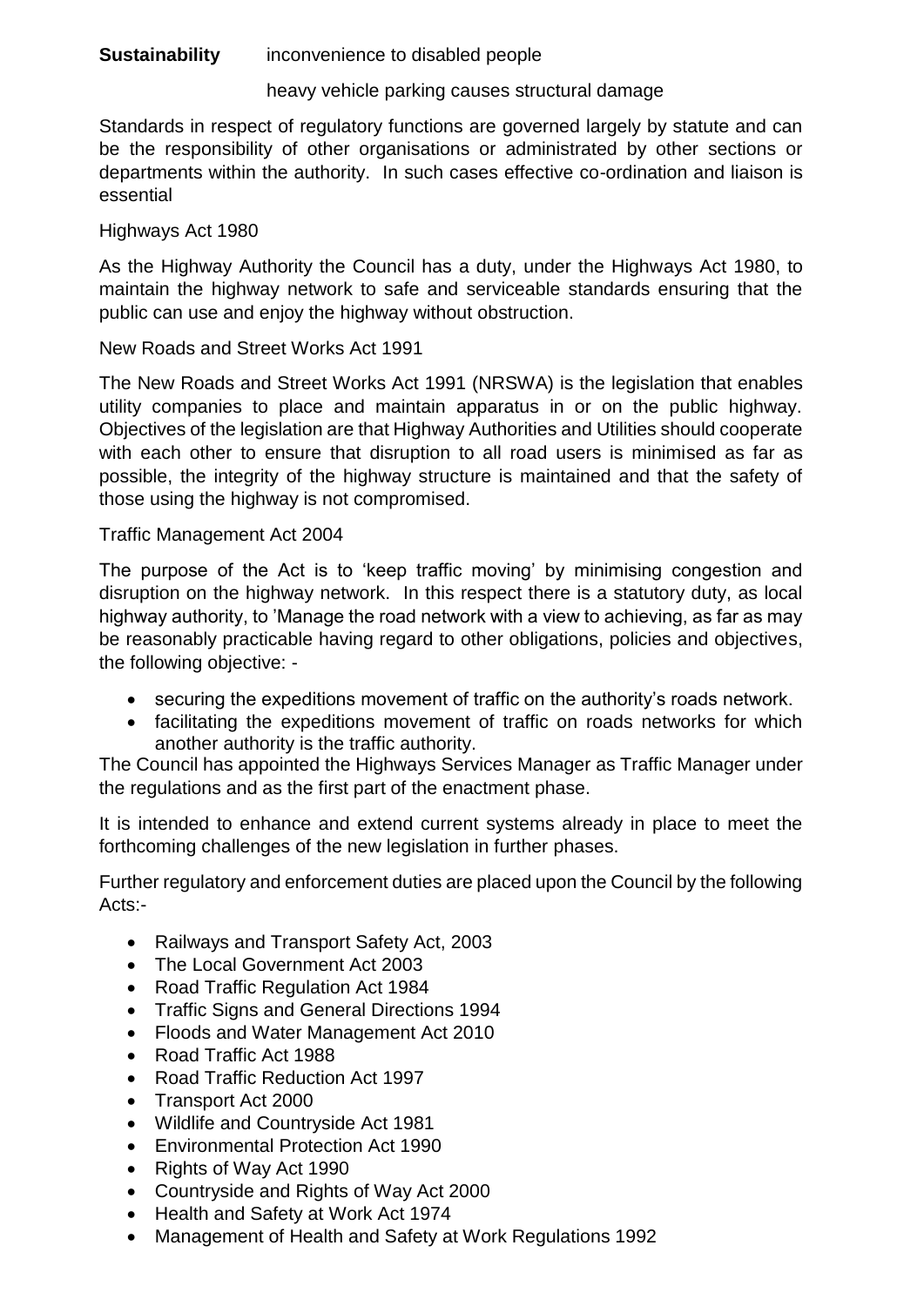**Sustainability** inconvenience to disabled people

heavy vehicle parking causes structural damage

Standards in respect of regulatory functions are governed largely by statute and can be the responsibility of other organisations or administrated by other sections or departments within the authority. In such cases effective co-ordination and liaison is essential

Highways Act 1980

As the Highway Authority the Council has a duty, under the Highways Act 1980, to maintain the highway network to safe and serviceable standards ensuring that the public can use and enjoy the highway without obstruction.

New Roads and Street Works Act 1991

The New Roads and Street Works Act 1991 (NRSWA) is the legislation that enables utility companies to place and maintain apparatus in or on the public highway. Objectives of the legislation are that Highway Authorities and Utilities should cooperate with each other to ensure that disruption to all road users is minimised as far as possible, the integrity of the highway structure is maintained and that the safety of those using the highway is not compromised.

Traffic Management Act 2004

The purpose of the Act is to 'keep traffic moving' by minimising congestion and disruption on the highway network. In this respect there is a statutory duty, as local highway authority, to 'Manage the road network with a view to achieving, as far as may be reasonably practicable having regard to other obligations, policies and objectives, the following objective: -

- securing the expeditions movement of traffic on the authority's roads network.
- facilitating the expeditions movement of traffic on roads networks for which another authority is the traffic authority.

The Council has appointed the Highways Services Manager as Traffic Manager under the regulations and as the first part of the enactment phase.

It is intended to enhance and extend current systems already in place to meet the forthcoming challenges of the new legislation in further phases.

Further regulatory and enforcement duties are placed upon the Council by the following Acts:-

- Railways and Transport Safety Act, 2003
- The Local Government Act 2003
- Road Traffic Regulation Act 1984
- Traffic Signs and General Directions 1994
- Floods and Water Management Act 2010
- Road Traffic Act 1988
- Road Traffic Reduction Act 1997
- Transport Act 2000
- Wildlife and Countryside Act 1981
- Environmental Protection Act 1990
- Rights of Way Act 1990
- Countryside and Rights of Way Act 2000
- Health and Safety at Work Act 1974
- Management of Health and Safety at Work Regulations 1992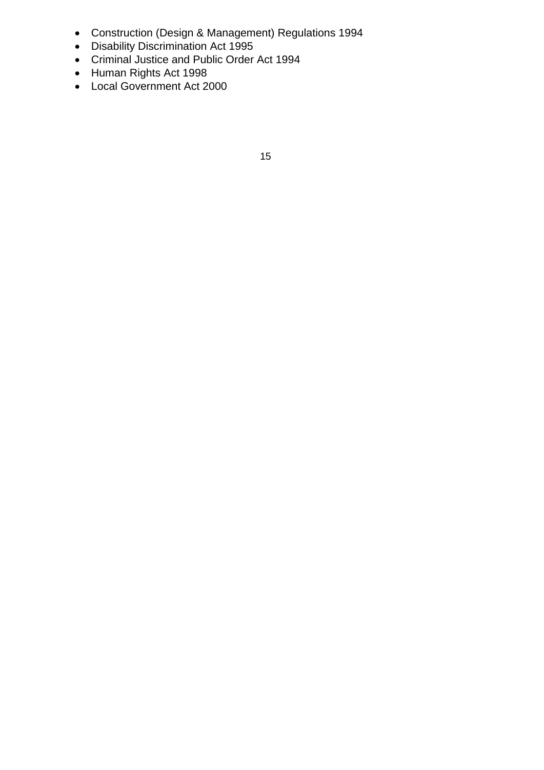- Construction (Design & Management) Regulations 1994
- Disability Discrimination Act 1995
- Criminal Justice and Public Order Act 1994
- Human Rights Act 1998
- Local Government Act 2000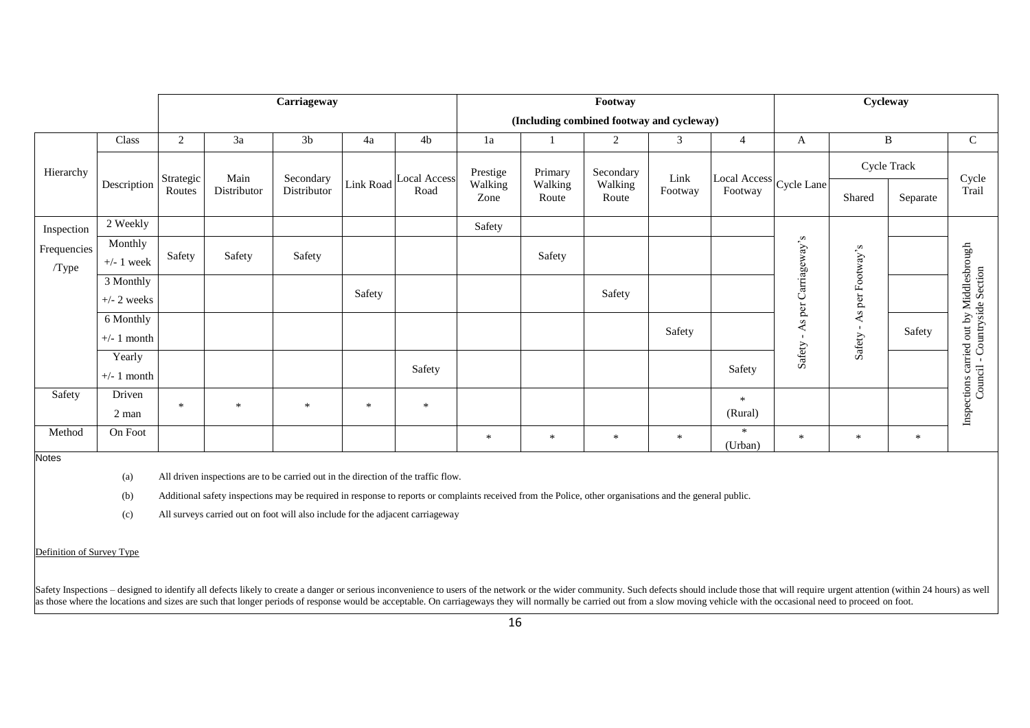| | | Carriageway | | | | | Footway (Including combined footway and cycleway) | | | | | Cycleway | | | |
|---|---|---|---|---|---|---|---|---|---|---|---|---|---|---|---|
| Hierarchy | Class | 2 | 3a | 3b | 4a | 4b | 1a | 1 | 2 | 3 | 4 | A | B | | C |
| | Description | Strategic Routes | Main Distributor | Secondary Distributor | Link Road | Local Access Road | Prestige Walking Zone | Primary Walking Route | Secondary Walking Route | Link Footway | Local Access Footway | Cycle Lane | Cycle Track | | Cycle Trail |
| | | | | | | | | | | | | | Shared | Separate | |
| Inspection Frequencies /Type | 2 Weekly | | | | | | Safety | | | | | Safety - As per Carriageway's | Safety - As per Footway's | | Inspections carried out by Middlesbrough Council - Countryside Section |
| | Monthly +/- 1 week | Safety | Safety | Safety | | | | Safety | | | | | | | |
| | 3 Monthly +/- 2 weeks | | | | Safety | | | | Safety | | | | | | |
| | 6 Monthly +/- 1 month | | | | | | | | | Safety | | | | Safety | |
| | Yearly +/- 1 month | | | | | Safety | | | | | Safety | | | | |
| Safety | Driven 2 man | * | * | * | * | * | | | | | * (Rural) | | | | |
| Method | On Foot | | | | | | * | * | * | * | * (Urban) | * | * | * | |

Notes

(a) All driven inspections are to be carried out in the direction of the traffic flow.

(b) Additional safety inspections may be required in response to reports or complaints received from the Police, other organisations and the general public.

(c) All surveys carried out on foot will also include for the adjacent carriageway

Definition of Survey Type

Safety Inspections – designed to identify all defects likely to create a danger or serious inconvenience to users of the network or the wider community. Such defects should include those that will require urgent attention (within 24 hours) as well as those where the locations and sizes are such that longer periods of response would be acceptable. On carriageways they will normally be carried out from a slow moving vehicle with the occasional need to proceed on foot.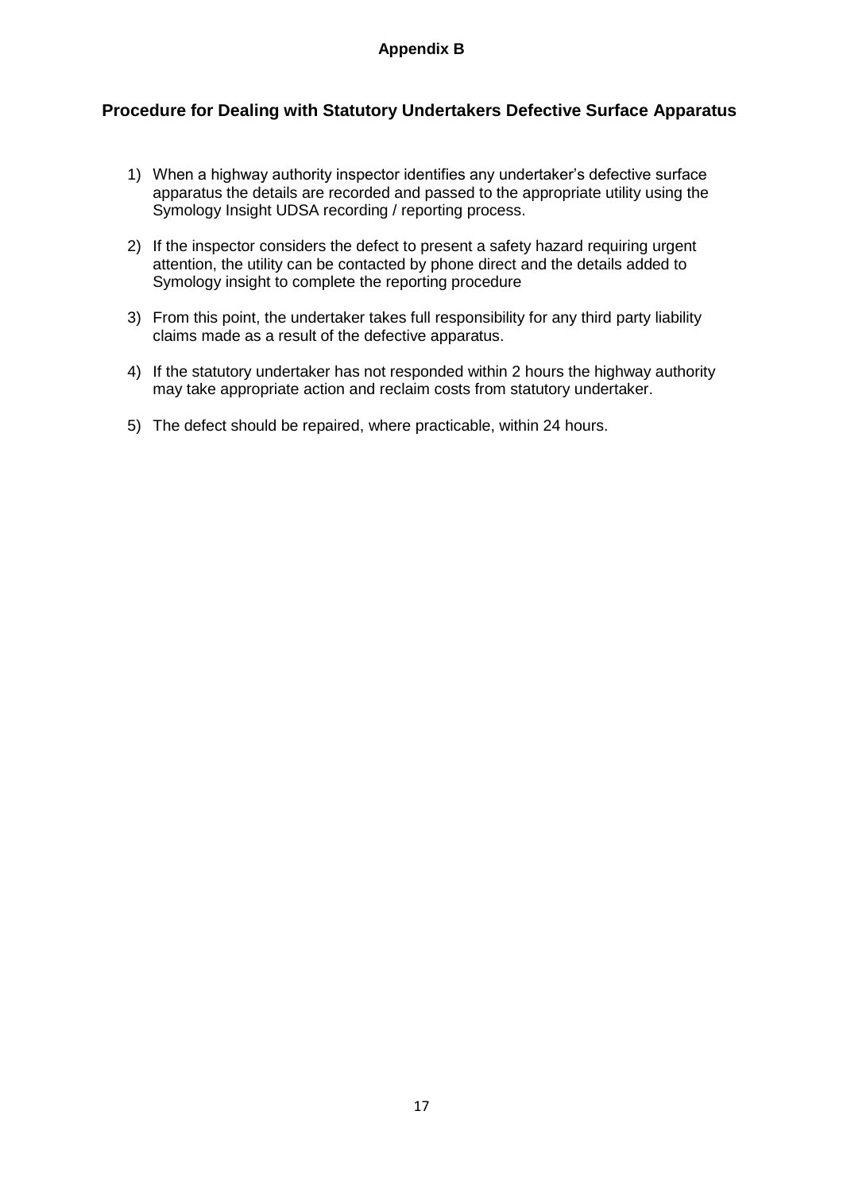# Appendix B

## Procedure for Dealing with Statutory Undertakers Defective Surface Apparatus

1) When a highway authority inspector identifies any undertaker's defective surface apparatus the details are recorded and passed to the appropriate utility using the Symology Insight UDSA recording / reporting process.

2) If the inspector considers the defect to present a safety hazard requiring urgent attention, the utility can be contacted by phone direct and the details added to Symology insight to complete the reporting procedure

3) From this point, the undertaker takes full responsibility for any third party liability claims made as a result of the defective apparatus.

4) If the statutory undertaker has not responded within 2 hours the highway authority may take appropriate action and reclaim costs from statutory undertaker.

5) The defect should be repaired, where practicable, within 24 hours.